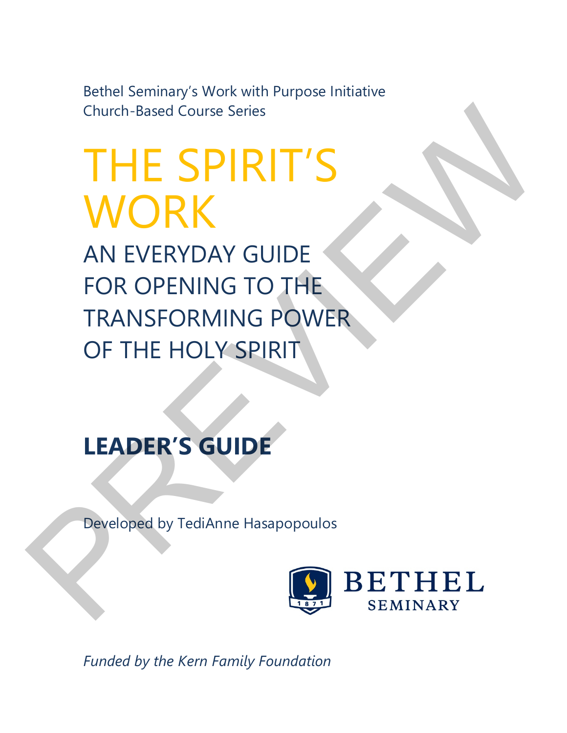Bethel Seminary's Work with Purpose Initiative
Church-Based Course Series

# THE SPIRIT'S WORK

## AN EVERYDAY GUIDE FOR OPENING TO THE TRANSFORMING POWER OF THE HOLY SPIRIT

## LEADER'S GUIDE

Developed by TediAnne Hasapopoulos

BETHEL SEMINARY

*Funded by the Kern Family Foundation*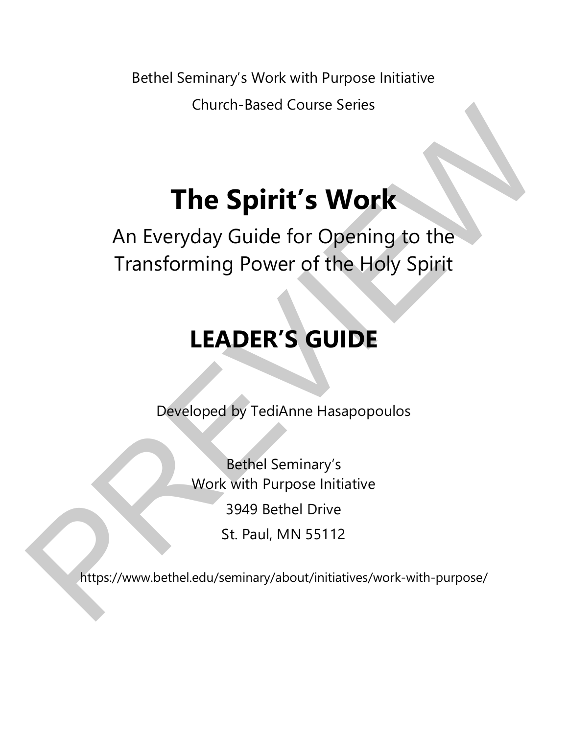Bethel Seminary's Work with Purpose Initiative

Church-Based Course Series

# The Spirit's Work

## An Everyday Guide for Opening to the Transforming Power of the Holy Spirit

# LEADER'S GUIDE

Developed by TediAnne Hasapopoulos

Bethel Seminary's
Work with Purpose Initiative

3949 Bethel Drive

St. Paul, MN 55112

https://www.bethel.edu/seminary/about/initiatives/work-with-purpose/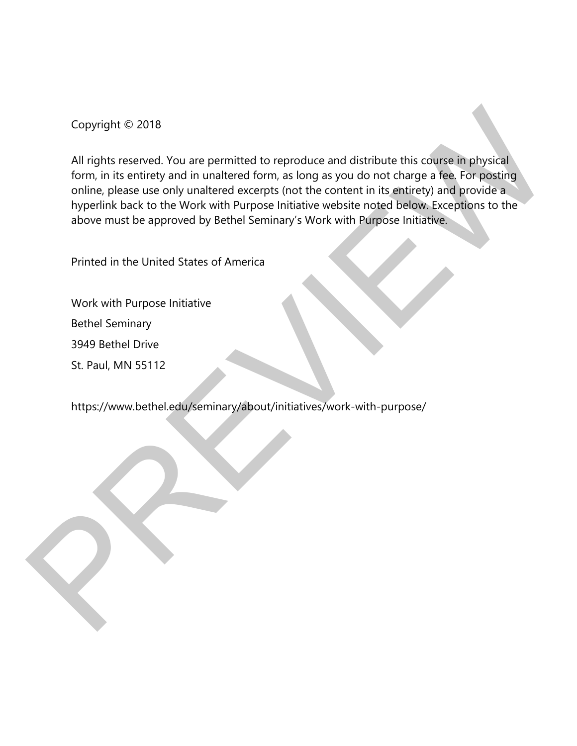Copyright © 2018

All rights reserved. You are permitted to reproduce and distribute this course in physical form, in its entirety and in unaltered form, as long as you do not charge a fee. For posting online, please use only unaltered excerpts (not the content in its entirety) and provide a hyperlink back to the Work with Purpose Initiative website noted below. Exceptions to the above must be approved by Bethel Seminary's Work with Purpose Initiative.

Printed in the United States of America

Work with Purpose Initiative

Bethel Seminary

3949 Bethel Drive

St. Paul, MN 55112

https://www.bethel.edu/seminary/about/initiatives/work-with-purpose/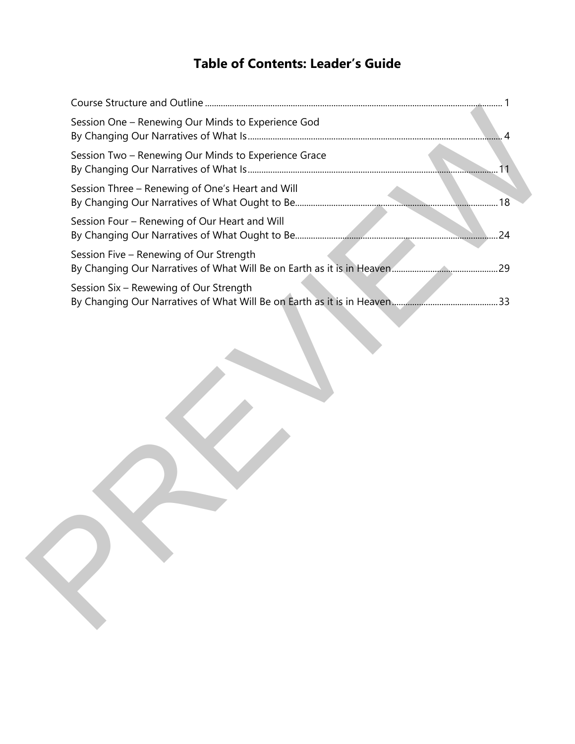# Table of Contents: Leader's Guide

Course Structure and Outline ........ 1

Session One – Renewing Our Minds to Experience God
By Changing Our Narratives of What Is ........ 4

Session Two – Renewing Our Minds to Experience Grace
By Changing Our Narratives of What Is ........ 11

Session Three – Renewing of One's Heart and Will
By Changing Our Narratives of What Ought to Be ........ 18

Session Four – Renewing of Our Heart and Will
By Changing Our Narratives of What Ought to Be ........ 24

Session Five – Renewing of Our Strength
By Changing Our Narratives of What Will Be on Earth as it is in Heaven ........ 29

Session Six – Rewewing of Our Strength
By Changing Our Narratives of What Will Be on Earth as it is in Heaven ........ 33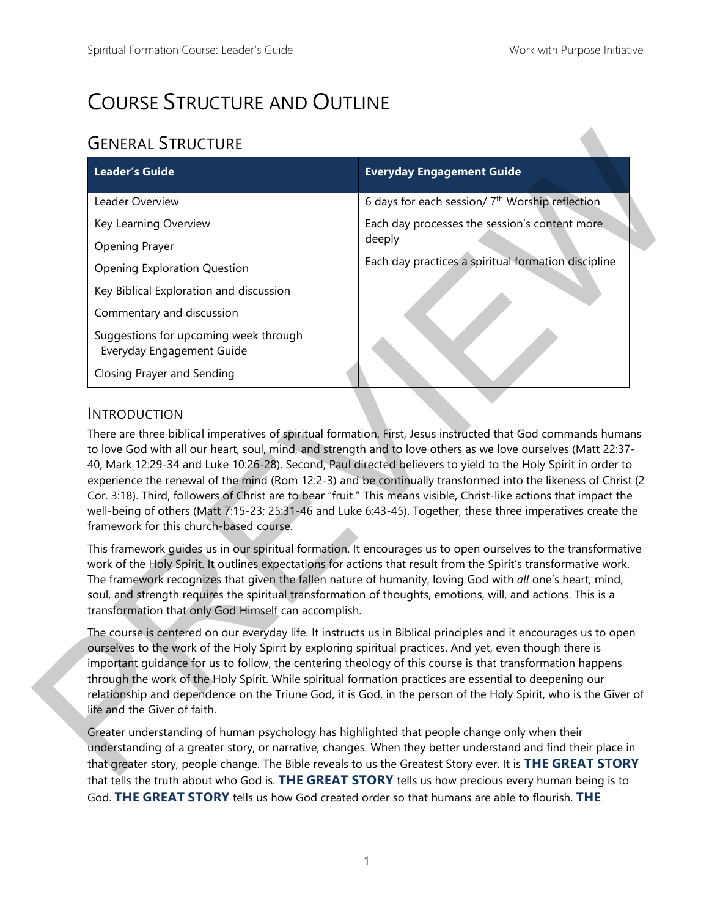# COURSE STRUCTURE AND OUTLINE

## GENERAL STRUCTURE

| Leader's Guide | Everyday Engagement Guide |
|---|---|
| Leader Overview<br>Key Learning Overview<br>Opening Prayer<br>Opening Exploration Question<br>Key Biblical Exploration and discussion<br>Commentary and discussion<br>Suggestions for upcoming week through Everyday Engagement Guide<br>Closing Prayer and Sending | 6 days for each session/ 7th Worship reflection<br>Each day processes the session's content more deeply<br>Each day practices a spiritual formation discipline |

### INTRODUCTION

There are three biblical imperatives of spiritual formation. First, Jesus instructed that God commands humans to love God with all our heart, soul, mind, and strength and to love others as we love ourselves (Matt 22:37-40, Mark 12:29-34 and Luke 10:26-28). Second, Paul directed believers to yield to the Holy Spirit in order to experience the renewal of the mind (Rom 12:2-3) and be continually transformed into the likeness of Christ (2 Cor. 3:18). Third, followers of Christ are to bear "fruit." This means visible, Christ-like actions that impact the well-being of others (Matt 7:15-23; 25:31-46 and Luke 6:43-45). Together, these three imperatives create the framework for this church-based course.

This framework guides us in our spiritual formation. It encourages us to open ourselves to the transformative work of the Holy Spirit. It outlines expectations for actions that result from the Spirit's transformative work. The framework recognizes that given the fallen nature of humanity, loving God with *all* one's heart, mind, soul, and strength requires the spiritual transformation of thoughts, emotions, will, and actions. This is a transformation that only God Himself can accomplish.

The course is centered on our everyday life. It instructs us in Biblical principles and it encourages us to open ourselves to the work of the Holy Spirit by exploring spiritual practices. And yet, even though there is important guidance for us to follow, the centering theology of this course is that transformation happens through the work of the Holy Spirit. While spiritual formation practices are essential to deepening our relationship and dependence on the Triune God, it is God, in the person of the Holy Spirit, who is the Giver of life and the Giver of faith.

Greater understanding of human psychology has highlighted that people change only when their understanding of a greater story, or narrative, changes. When they better understand and find their place in that greater story, people change. The Bible reveals to us the Greatest Story ever. It is **THE GREAT STORY** that tells the truth about who God is. **THE GREAT STORY** tells us how precious every human being is to God. **THE GREAT STORY** tells us how God created order so that humans are able to flourish. **THE**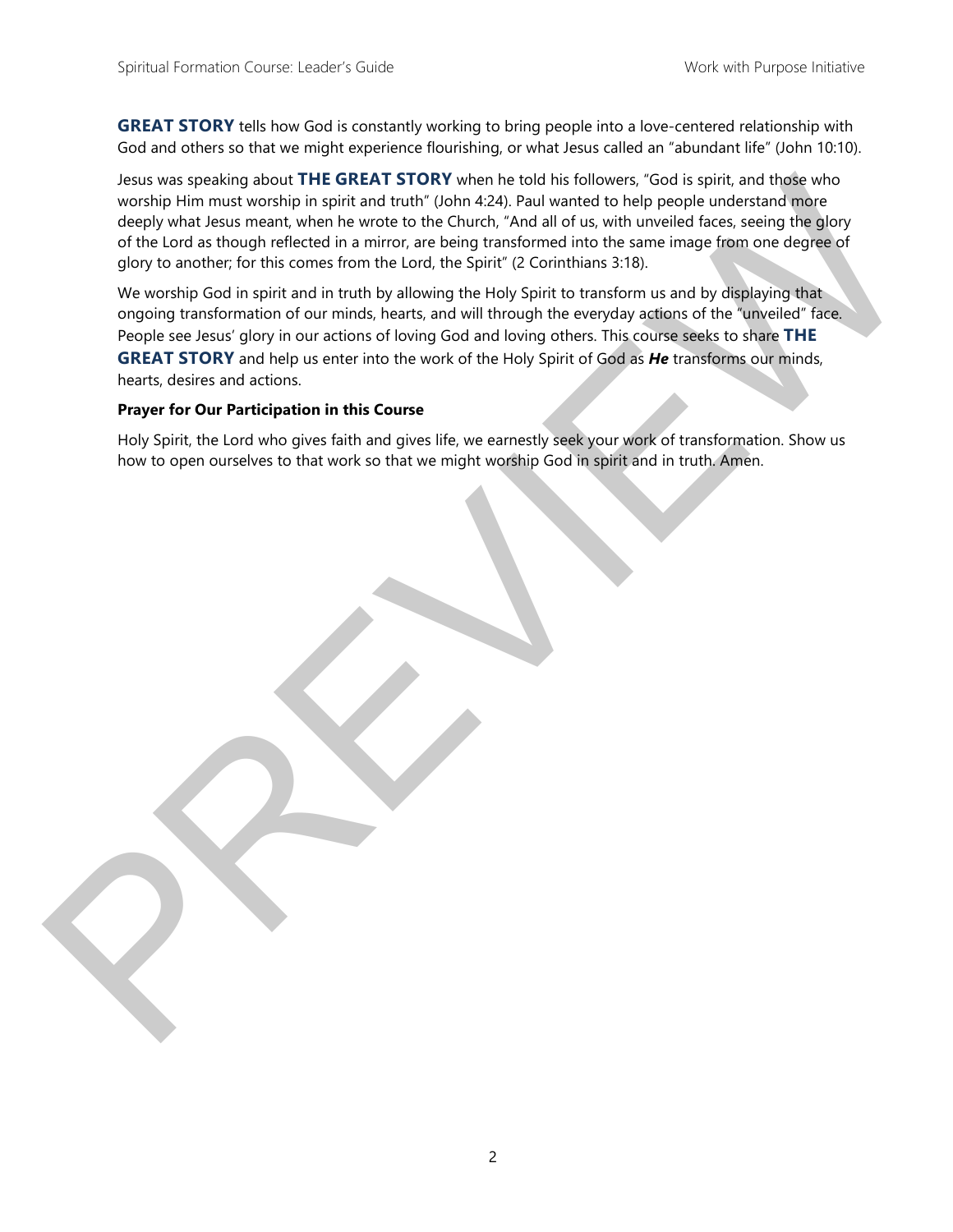**GREAT STORY** tells how God is constantly working to bring people into a love-centered relationship with God and others so that we might experience flourishing, or what Jesus called an "abundant life" (John 10:10).

Jesus was speaking about **THE GREAT STORY** when he told his followers, "God is spirit, and those who worship Him must worship in spirit and truth" (John 4:24). Paul wanted to help people understand more deeply what Jesus meant, when he wrote to the Church, "And all of us, with unveiled faces, seeing the glory of the Lord as though reflected in a mirror, are being transformed into the same image from one degree of glory to another; for this comes from the Lord, the Spirit" (2 Corinthians 3:18).

We worship God in spirit and in truth by allowing the Holy Spirit to transform us and by displaying that ongoing transformation of our minds, hearts, and will through the everyday actions of the "unveiled" face. People see Jesus' glory in our actions of loving God and loving others. This course seeks to share **THE GREAT STORY** and help us enter into the work of the Holy Spirit of God as ***He*** transforms our minds, hearts, desires and actions.

**Prayer for Our Participation in this Course**

Holy Spirit, the Lord who gives faith and gives life, we earnestly seek your work of transformation. Show us how to open ourselves to that work so that we might worship God in spirit and in truth. Amen.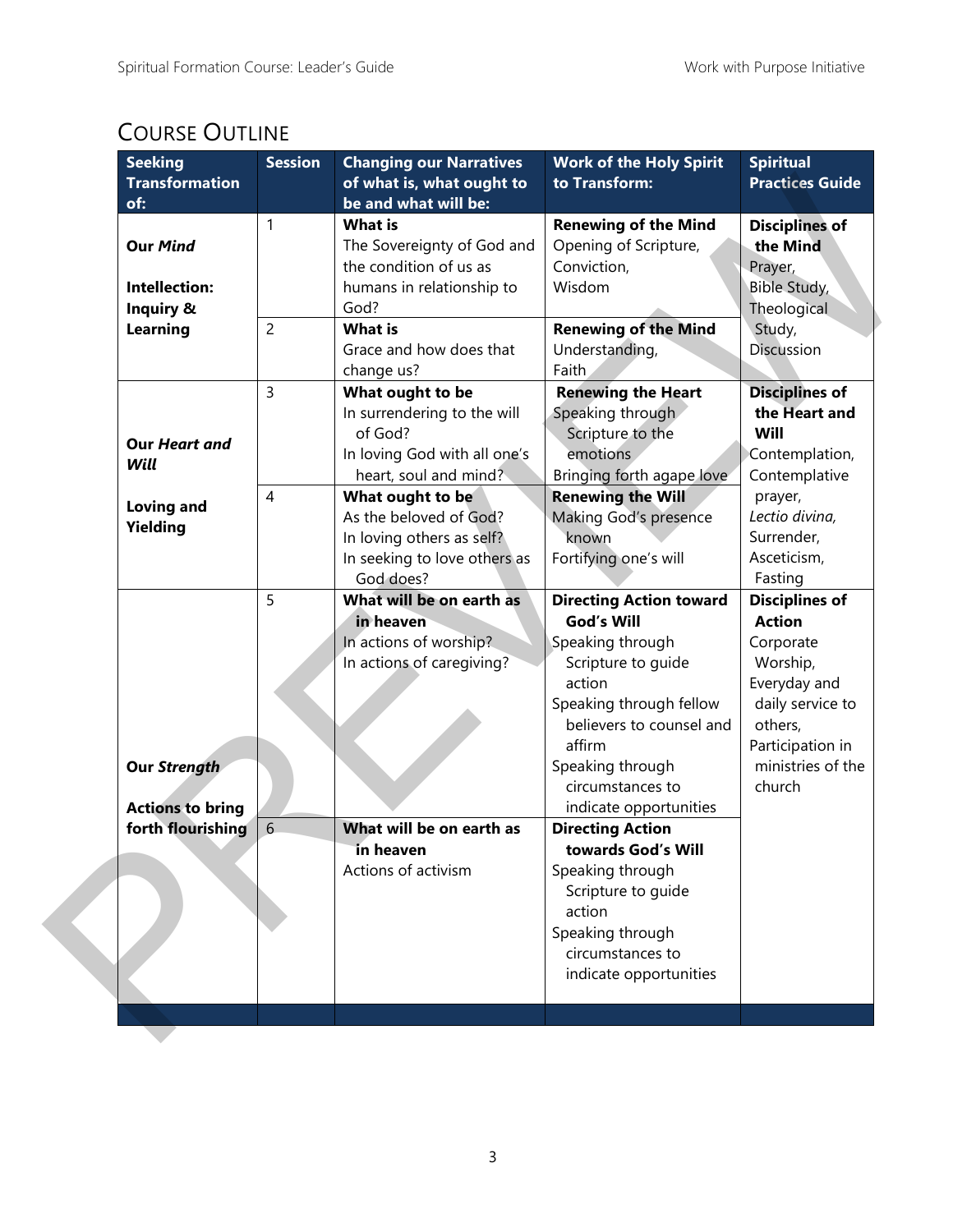## Course Outline

| Seeking Transformation of: | Session | Changing our Narratives of what is, what ought to be and what will be: | Work of the Holy Spirit to Transform: | Spiritual Practices Guide |
|---|---|---|---|---|
| **Our *Mind*** **Intellection: Inquiry & Learning** | 1 | **What is** The Sovereignty of God and the condition of us as humans in relationship to God? | **Renewing of the Mind** Opening of Scripture, Conviction, Wisdom | **Disciplines of the Mind** Prayer, Bible Study, Theological Study, Discussion |
| | 2 | **What is** Grace and how does that change us? | **Renewing of the Mind** Understanding, Faith | |
| **Our *Heart and Will*** **Loving and Yielding** | 3 | **What ought to be** In surrendering to the will of God? In loving God with all one's heart, soul and mind? | **Renewing the Heart** Speaking through Scripture to the emotions Bringing forth agape love | **Disciplines of the Heart and Will** Contemplation, Contemplative prayer, *Lectio divina,* Surrender, Asceticism, Fasting |
| | 4 | **What ought to be** As the beloved of God? In loving others as self? In seeking to love others as God does? | **Renewing the Will** Making God's presence known Fortifying one's will | |
| **Our *Strength*** **Actions to bring forth flourishing** | 5 | **What will be on earth as in heaven** In actions of worship? In actions of caregiving? | **Directing Action toward God's Will** Speaking through Scripture to guide action Speaking through fellow believers to counsel and affirm Speaking through circumstances to indicate opportunities | **Disciplines of Action** Corporate Worship, Everyday and daily service to others, Participation in ministries of the church |
| | 6 | **What will be on earth as in heaven** Actions of activism | **Directing Action towards God's Will** Speaking through Scripture to guide action Speaking through circumstances to indicate opportunities | |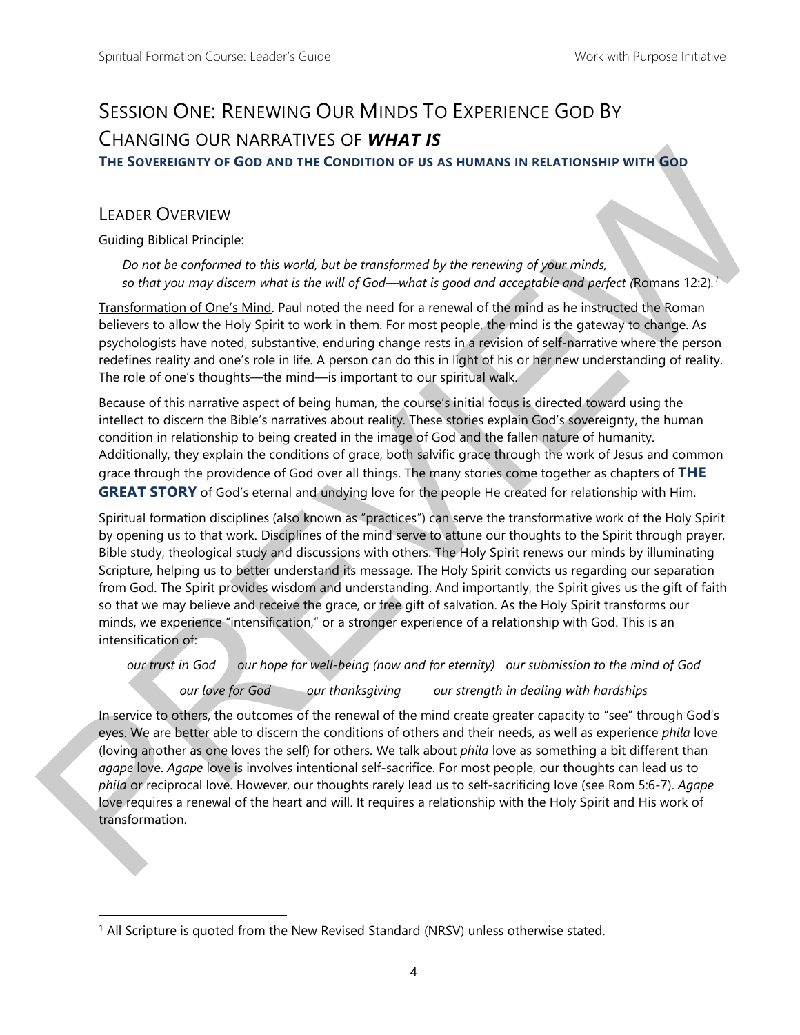# Session One: Renewing Our Minds To Experience God By Changing our narratives of ***what is***

### The Sovereignty of God and the Condition of us as humans in relationship with God

## Leader Overview

Guiding Biblical Principle:

> *Do not be conformed to this world, but be transformed by the renewing of your minds, so that you may discern what is the will of God—what is good and acceptable and perfect (*Romans 12:2).[1]

Transformation of One's Mind. Paul noted the need for a renewal of the mind as he instructed the Roman believers to allow the Holy Spirit to work in them. For most people, the mind is the gateway to change. As psychologists have noted, substantive, enduring change rests in a revision of self-narrative where the person redefines reality and one's role in life. A person can do this in light of his or her new understanding of reality. The role of one's thoughts—the mind—is important to our spiritual walk.

Because of this narrative aspect of being human, the course's initial focus is directed toward using the intellect to discern the Bible's narratives about reality. These stories explain God's sovereignty, the human condition in relationship to being created in the image of God and the fallen nature of humanity. Additionally, they explain the conditions of grace, both salvific grace through the work of Jesus and common grace through the providence of God over all things. The many stories come together as chapters of **THE GREAT STORY** of God's eternal and undying love for the people He created for relationship with Him.

Spiritual formation disciplines (also known as "practices") can serve the transformative work of the Holy Spirit by opening us to that work. Disciplines of the mind serve to attune our thoughts to the Spirit through prayer, Bible study, theological study and discussions with others. The Holy Spirit renews our minds by illuminating Scripture, helping us to better understand its message. The Holy Spirit convicts us regarding our separation from God. The Spirit provides wisdom and understanding. And importantly, the Spirit gives us the gift of faith so that we may believe and receive the grace, or free gift of salvation. As the Holy Spirit transforms our minds, we experience "intensification," or a stronger experience of a relationship with God. This is an intensification of:

*our trust in God* *our hope for well-being (now and for eternity)* *our submission to the mind of God*

*our love for God* *our thanksgiving* *our strength in dealing with hardships*

In service to others, the outcomes of the renewal of the mind create greater capacity to "see" through God's eyes. We are better able to discern the conditions of others and their needs, as well as experience *phila* love (loving another as one loves the self) for others. We talk about *phila* love as something a bit different than *agape* love. *Agape* love is involves intentional self-sacrifice. For most people, our thoughts can lead us to *phila* or reciprocal love. However, our thoughts rarely lead us to self-sacrificing love (see Rom 5:6-7). *Agape* love requires a renewal of the heart and will. It requires a relationship with the Holy Spirit and His work of transformation.

---

[1] All Scripture is quoted from the New Revised Standard (NRSV) unless otherwise stated.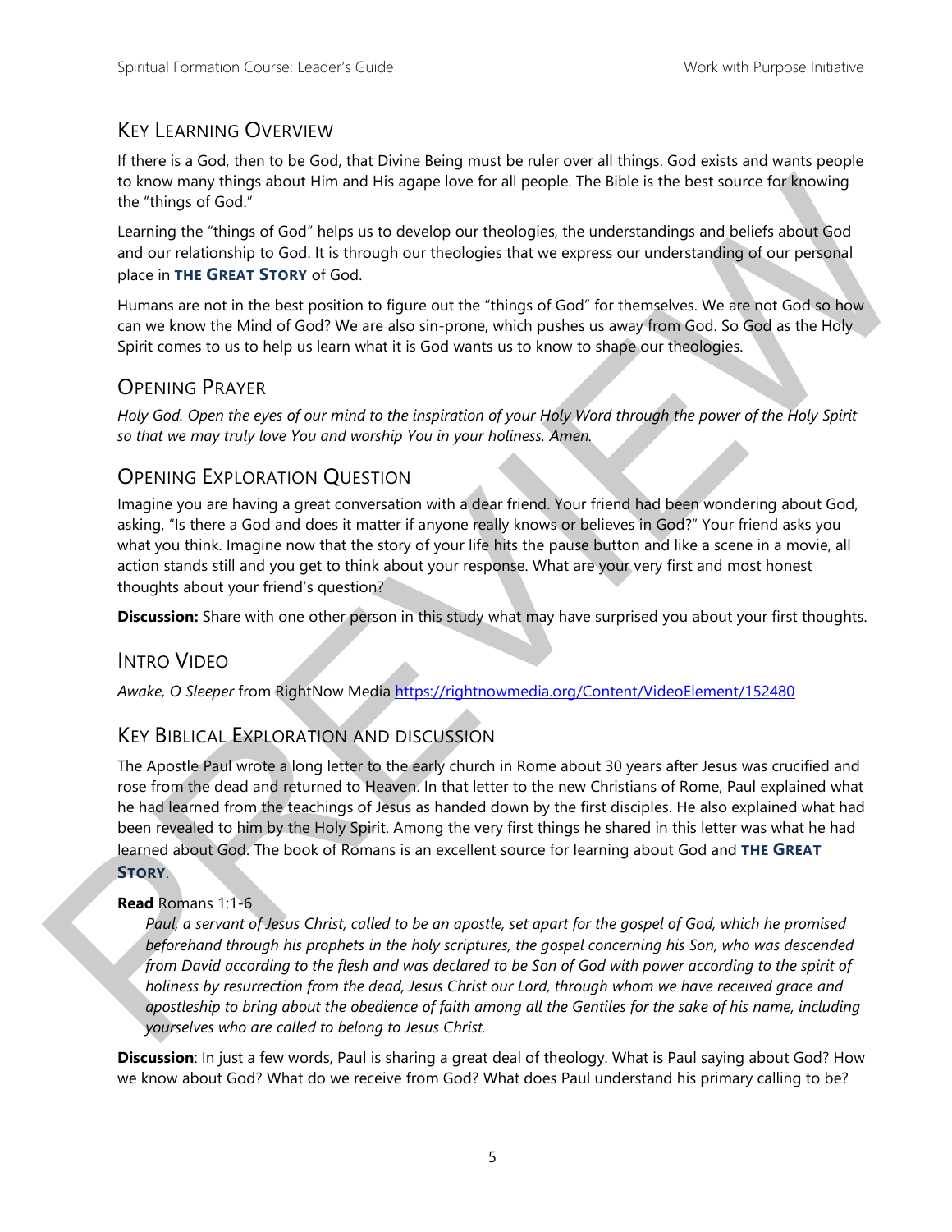## Key Learning Overview

If there is a God, then to be God, that Divine Being must be ruler over all things. God exists and wants people to know many things about Him and His agape love for all people. The Bible is the best source for knowing the "things of God."

Learning the "things of God" helps us to develop our theologies, the understandings and beliefs about God and our relationship to God. It is through our theologies that we express our understanding of our personal place in **THE GREAT STORY** of God.

Humans are not in the best position to figure out the "things of God" for themselves. We are not God so how can we know the Mind of God? We are also sin-prone, which pushes us away from God. So God as the Holy Spirit comes to us to help us learn what it is God wants us to know to shape our theologies.

## Opening Prayer

*Holy God. Open the eyes of our mind to the inspiration of your Holy Word through the power of the Holy Spirit so that we may truly love You and worship You in your holiness. Amen.*

## Opening Exploration Question

Imagine you are having a great conversation with a dear friend. Your friend had been wondering about God, asking, "Is there a God and does it matter if anyone really knows or believes in God?" Your friend asks you what you think. Imagine now that the story of your life hits the pause button and like a scene in a movie, all action stands still and you get to think about your response. What are your very first and most honest thoughts about your friend's question?

**Discussion:** Share with one other person in this study what may have surprised you about your first thoughts.

## Intro Video

*Awake, O Sleeper* from RightNow Media https://rightnowmedia.org/Content/VideoElement/152480

## Key Biblical Exploration and Discussion

The Apostle Paul wrote a long letter to the early church in Rome about 30 years after Jesus was crucified and rose from the dead and returned to Heaven. In that letter to the new Christians of Rome, Paul explained what he had learned from the teachings of Jesus as handed down by the first disciples. He also explained what had been revealed to him by the Holy Spirit. Among the very first things he shared in this letter was what he had learned about God. The book of Romans is an excellent source for learning about God and **THE GREAT STORY**.

**Read** Romans 1:1-6

> *Paul, a servant of Jesus Christ, called to be an apostle, set apart for the gospel of God, which he promised beforehand through his prophets in the holy scriptures, the gospel concerning his Son, who was descended from David according to the flesh and was declared to be Son of God with power according to the spirit of holiness by resurrection from the dead, Jesus Christ our Lord, through whom we have received grace and apostleship to bring about the obedience of faith among all the Gentiles for the sake of his name, including yourselves who are called to belong to Jesus Christ.*

**Discussion**: In just a few words, Paul is sharing a great deal of theology. What is Paul saying about God? How we know about God? What do we receive from God? What does Paul understand his primary calling to be?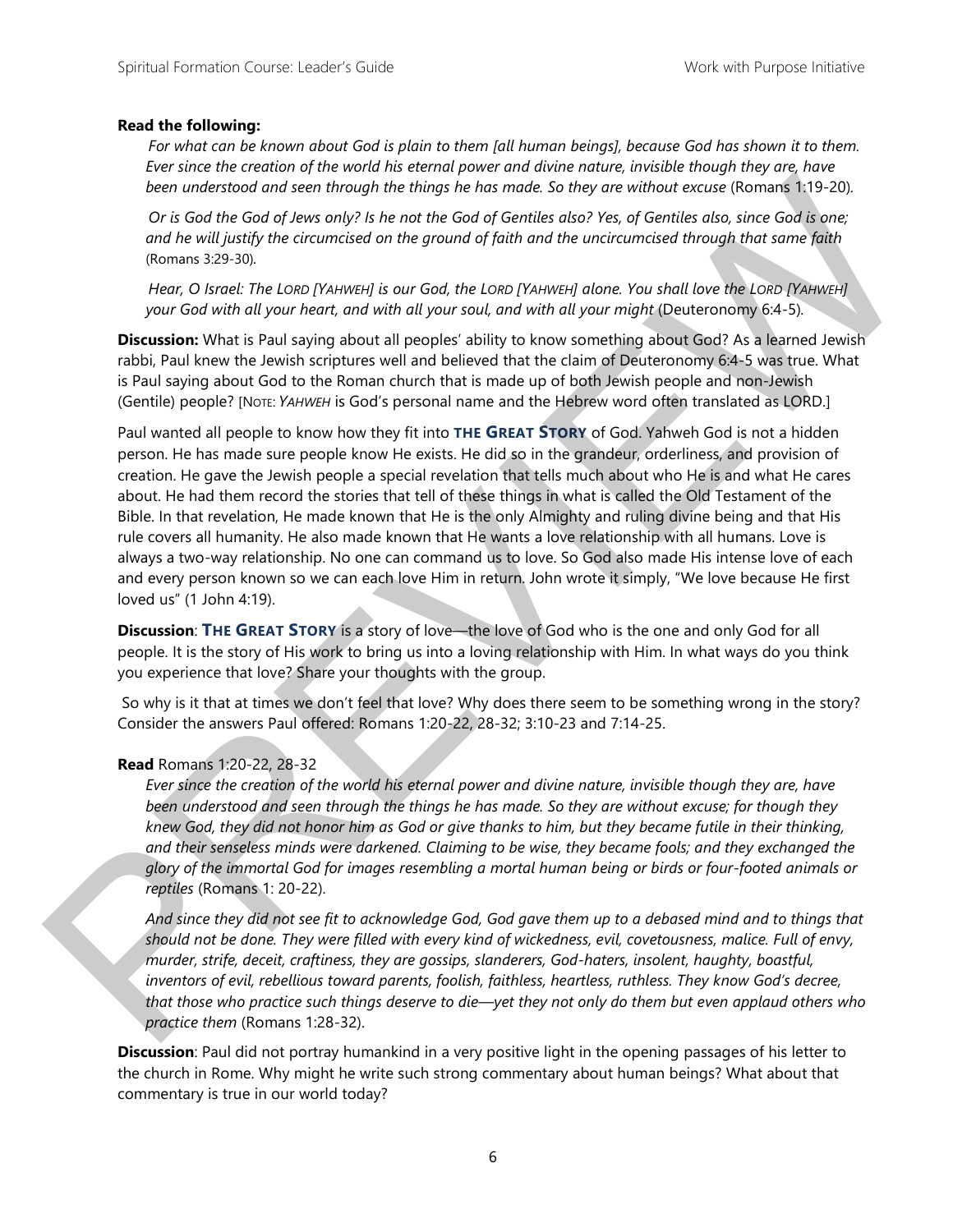**Read the following:**

*For what can be known about God is plain to them [all human beings], because God has shown it to them. Ever since the creation of the world his eternal power and divine nature, invisible though they are, have been understood and seen through the things he has made. So they are without excuse* (Romans 1:19-20).

*Or is God the God of Jews only? Is he not the God of Gentiles also? Yes, of Gentiles also, since God is one; and he will justify the circumcised on the ground of faith and the uncircumcised through that same faith* (Romans 3:29-30).

*Hear, O Israel: The LORD [YAHWEH] is our God, the LORD [YAHWEH] alone. You shall love the LORD [YAHWEH] your God with all your heart, and with all your soul, and with all your might* (Deuteronomy 6:4-5).

**Discussion:** What is Paul saying about all peoples' ability to know something about God? As a learned Jewish rabbi, Paul knew the Jewish scriptures well and believed that the claim of Deuteronomy 6:4-5 was true. What is Paul saying about God to the Roman church that is made up of both Jewish people and non-Jewish (Gentile) people? [NOTE: *YAHWEH* is God's personal name and the Hebrew word often translated as LORD.]

Paul wanted all people to know how they fit into **THE GREAT STORY** of God. Yahweh God is not a hidden person. He has made sure people know He exists. He did so in the grandeur, orderliness, and provision of creation. He gave the Jewish people a special revelation that tells much about who He is and what He cares about. He had them record the stories that tell of these things in what is called the Old Testament of the Bible. In that revelation, He made known that He is the only Almighty and ruling divine being and that His rule covers all humanity. He also made known that He wants a love relationship with all humans. Love is always a two-way relationship. No one can command us to love. So God also made His intense love of each and every person known so we can each love Him in return. John wrote it simply, "We love because He first loved us" (1 John 4:19).

**Discussion**: **THE GREAT STORY** is a story of love—the love of God who is the one and only God for all people. It is the story of His work to bring us into a loving relationship with Him. In what ways do you think you experience that love? Share your thoughts with the group.

So why is it that at times we don't feel that love? Why does there seem to be something wrong in the story? Consider the answers Paul offered: Romans 1:20-22, 28-32; 3:10-23 and 7:14-25.

**Read** Romans 1:20-22, 28-32

*Ever since the creation of the world his eternal power and divine nature, invisible though they are, have been understood and seen through the things he has made. So they are without excuse; for though they knew God, they did not honor him as God or give thanks to him, but they became futile in their thinking, and their senseless minds were darkened. Claiming to be wise, they became fools; and they exchanged the glory of the immortal God for images resembling a mortal human being or birds or four-footed animals or reptiles* (Romans 1: 20-22).

*And since they did not see fit to acknowledge God, God gave them up to a debased mind and to things that should not be done. They were filled with every kind of wickedness, evil, covetousness, malice. Full of envy, murder, strife, deceit, craftiness, they are gossips, slanderers, God-haters, insolent, haughty, boastful, inventors of evil, rebellious toward parents, foolish, faithless, heartless, ruthless. They know God's decree, that those who practice such things deserve to die—yet they not only do them but even applaud others who practice them* (Romans 1:28-32).

**Discussion**: Paul did not portray humankind in a very positive light in the opening passages of his letter to the church in Rome. Why might he write such strong commentary about human beings? What about that commentary is true in our world today?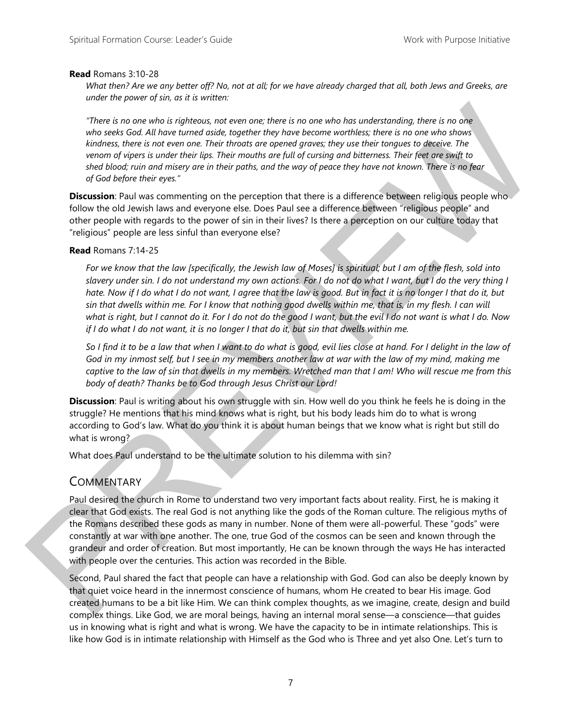**Read** Romans 3:10-28

*What then? Are we any better off? No, not at all; for we have already charged that all, both Jews and Greeks, are under the power of sin, as it is written:*

*"There is no one who is righteous, not even one; there is no one who has understanding, there is no one who seeks God. All have turned aside, together they have become worthless; there is no one who shows kindness, there is not even one. Their throats are opened graves; they use their tongues to deceive. The venom of vipers is under their lips. Their mouths are full of cursing and bitterness. Their feet are swift to shed blood; ruin and misery are in their paths, and the way of peace they have not known. There is no fear of God before their eyes."*

**Discussion**: Paul was commenting on the perception that there is a difference between religious people who follow the old Jewish laws and everyone else. Does Paul see a difference between "religious people" and other people with regards to the power of sin in their lives? Is there a perception on our culture today that "religious" people are less sinful than everyone else?

**Read** Romans 7:14-25

*For we know that the law [specifically, the Jewish law of Moses] is spiritual; but I am of the flesh, sold into slavery under sin. I do not understand my own actions. For I do not do what I want, but I do the very thing I hate. Now if I do what I do not want, I agree that the law is good. But in fact it is no longer I that do it, but sin that dwells within me. For I know that nothing good dwells within me, that is, in my flesh. I can will what is right, but I cannot do it. For I do not do the good I want, but the evil I do not want is what I do. Now if I do what I do not want, it is no longer I that do it, but sin that dwells within me.*

*So I find it to be a law that when I want to do what is good, evil lies close at hand. For I delight in the law of God in my inmost self, but I see in my members another law at war with the law of my mind, making me captive to the law of sin that dwells in my members. Wretched man that I am! Who will rescue me from this body of death? Thanks be to God through Jesus Christ our Lord!*

**Discussion**: Paul is writing about his own struggle with sin. How well do you think he feels he is doing in the struggle? He mentions that his mind knows what is right, but his body leads him do to what is wrong according to God's law. What do you think it is about human beings that we know what is right but still do what is wrong?

What does Paul understand to be the ultimate solution to his dilemma with sin?

## Commentary

Paul desired the church in Rome to understand two very important facts about reality. First, he is making it clear that God exists. The real God is not anything like the gods of the Roman culture. The religious myths of the Romans described these gods as many in number. None of them were all-powerful. These "gods" were constantly at war with one another. The one, true God of the cosmos can be seen and known through the grandeur and order of creation. But most importantly, He can be known through the ways He has interacted with people over the centuries. This action was recorded in the Bible.

Second, Paul shared the fact that people can have a relationship with God. God can also be deeply known by that quiet voice heard in the innermost conscience of humans, whom He created to bear His image. God created humans to be a bit like Him. We can think complex thoughts, as we imagine, create, design and build complex things. Like God, we are moral beings, having an internal moral sense—a conscience—that guides us in knowing what is right and what is wrong. We have the capacity to be in intimate relationships. This is like how God is in intimate relationship with Himself as the God who is Three and yet also One. Let's turn to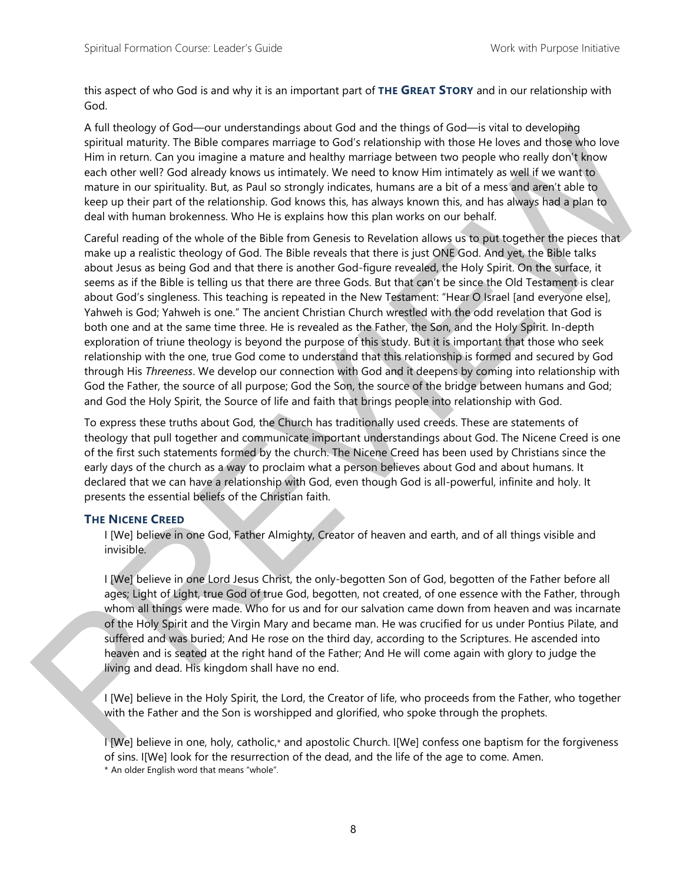this aspect of who God is and why it is an important part of **THE GREAT STORY** and in our relationship with God.

A full theology of God—our understandings about God and the things of God—is vital to developing spiritual maturity. The Bible compares marriage to God's relationship with those He loves and those who love Him in return. Can you imagine a mature and healthy marriage between two people who really don't know each other well? God already knows us intimately. We need to know Him intimately as well if we want to mature in our spirituality. But, as Paul so strongly indicates, humans are a bit of a mess and aren't able to keep up their part of the relationship. God knows this, has always known this, and has always had a plan to deal with human brokenness. Who He is explains how this plan works on our behalf.

Careful reading of the whole of the Bible from Genesis to Revelation allows us to put together the pieces that make up a realistic theology of God. The Bible reveals that there is just ONE God. And yet, the Bible talks about Jesus as being God and that there is another God-figure revealed, the Holy Spirit. On the surface, it seems as if the Bible is telling us that there are three Gods. But that can't be since the Old Testament is clear about God's singleness. This teaching is repeated in the New Testament: "Hear O Israel [and everyone else], Yahweh is God; Yahweh is one." The ancient Christian Church wrestled with the odd revelation that God is both one and at the same time three. He is revealed as the Father, the Son, and the Holy Spirit. In-depth exploration of triune theology is beyond the purpose of this study. But it is important that those who seek relationship with the one, true God come to understand that this relationship is formed and secured by God through His *Threeness*. We develop our connection with God and it deepens by coming into relationship with God the Father, the source of all purpose; God the Son, the source of the bridge between humans and God; and God the Holy Spirit, the Source of life and faith that brings people into relationship with God.

To express these truths about God, the Church has traditionally used creeds. These are statements of theology that pull together and communicate important understandings about God. The Nicene Creed is one of the first such statements formed by the church. The Nicene Creed has been used by Christians since the early days of the church as a way to proclaim what a person believes about God and about humans. It declared that we can have a relationship with God, even though God is all-powerful, infinite and holy. It presents the essential beliefs of the Christian faith.

### THE NICENE CREED

I [We] believe in one God, Father Almighty, Creator of heaven and earth, and of all things visible and invisible.

I [We] believe in one Lord Jesus Christ, the only-begotten Son of God, begotten of the Father before all ages; Light of Light, true God of true God, begotten, not created, of one essence with the Father, through whom all things were made. Who for us and for our salvation came down from heaven and was incarnate of the Holy Spirit and the Virgin Mary and became man. He was crucified for us under Pontius Pilate, and suffered and was buried; And He rose on the third day, according to the Scriptures. He ascended into heaven and is seated at the right hand of the Father; And He will come again with glory to judge the living and dead. His kingdom shall have no end.

I [We] believe in the Holy Spirit, the Lord, the Creator of life, who proceeds from the Father, who together with the Father and the Son is worshipped and glorified, who spoke through the prophets.

I [We] believe in one, holy, catholic,* and apostolic Church. I[We] confess one baptism for the forgiveness of sins. I[We] look for the resurrection of the dead, and the life of the age to come. Amen.

\* An older English word that means "whole".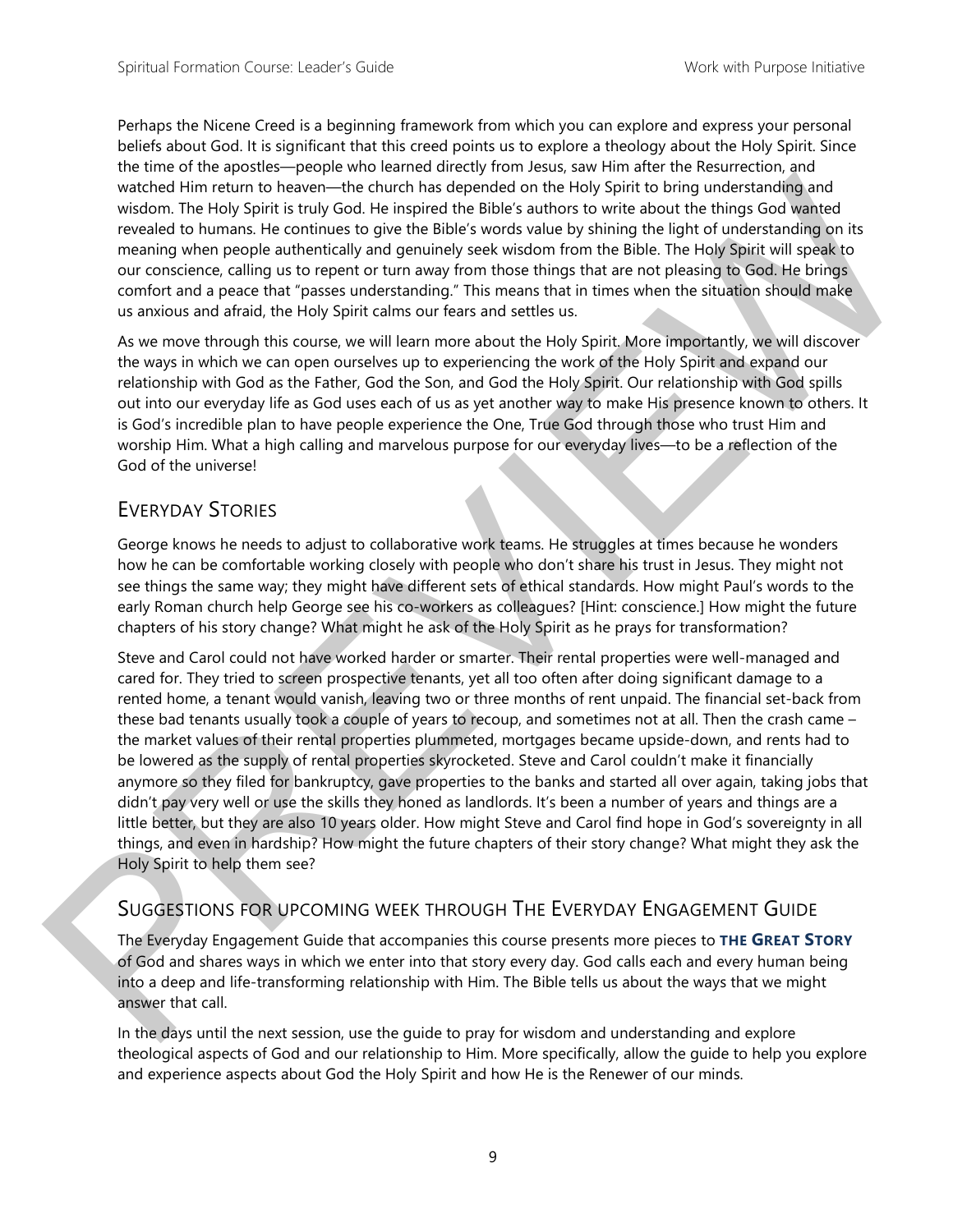Perhaps the Nicene Creed is a beginning framework from which you can explore and express your personal beliefs about God. It is significant that this creed points us to explore a theology about the Holy Spirit. Since the time of the apostles—people who learned directly from Jesus, saw Him after the Resurrection, and watched Him return to heaven—the church has depended on the Holy Spirit to bring understanding and wisdom. The Holy Spirit is truly God. He inspired the Bible's authors to write about the things God wanted revealed to humans. He continues to give the Bible's words value by shining the light of understanding on its meaning when people authentically and genuinely seek wisdom from the Bible. The Holy Spirit will speak to our conscience, calling us to repent or turn away from those things that are not pleasing to God. He brings comfort and a peace that "passes understanding." This means that in times when the situation should make us anxious and afraid, the Holy Spirit calms our fears and settles us.

As we move through this course, we will learn more about the Holy Spirit. More importantly, we will discover the ways in which we can open ourselves up to experiencing the work of the Holy Spirit and expand our relationship with God as the Father, God the Son, and God the Holy Spirit. Our relationship with God spills out into our everyday life as God uses each of us as yet another way to make His presence known to others. It is God's incredible plan to have people experience the One, True God through those who trust Him and worship Him. What a high calling and marvelous purpose for our everyday lives—to be a reflection of the God of the universe!

## Everyday Stories

George knows he needs to adjust to collaborative work teams. He struggles at times because he wonders how he can be comfortable working closely with people who don't share his trust in Jesus. They might not see things the same way; they might have different sets of ethical standards. How might Paul's words to the early Roman church help George see his co-workers as colleagues? [Hint: conscience.] How might the future chapters of his story change? What might he ask of the Holy Spirit as he prays for transformation?

Steve and Carol could not have worked harder or smarter. Their rental properties were well-managed and cared for. They tried to screen prospective tenants, yet all too often after doing significant damage to a rented home, a tenant would vanish, leaving two or three months of rent unpaid. The financial set-back from these bad tenants usually took a couple of years to recoup, and sometimes not at all. Then the crash came – the market values of their rental properties plummeted, mortgages became upside-down, and rents had to be lowered as the supply of rental properties skyrocketed. Steve and Carol couldn't make it financially anymore so they filed for bankruptcy, gave properties to the banks and started all over again, taking jobs that didn't pay very well or use the skills they honed as landlords. It's been a number of years and things are a little better, but they are also 10 years older. How might Steve and Carol find hope in God's sovereignty in all things, and even in hardship? How might the future chapters of their story change? What might they ask the Holy Spirit to help them see?

## Suggestions for Upcoming Week Through The Everyday Engagement Guide

The Everyday Engagement Guide that accompanies this course presents more pieces to **THE GREAT STORY** of God and shares ways in which we enter into that story every day. God calls each and every human being into a deep and life-transforming relationship with Him. The Bible tells us about the ways that we might answer that call.

In the days until the next session, use the guide to pray for wisdom and understanding and explore theological aspects of God and our relationship to Him. More specifically, allow the guide to help you explore and experience aspects about God the Holy Spirit and how He is the Renewer of our minds.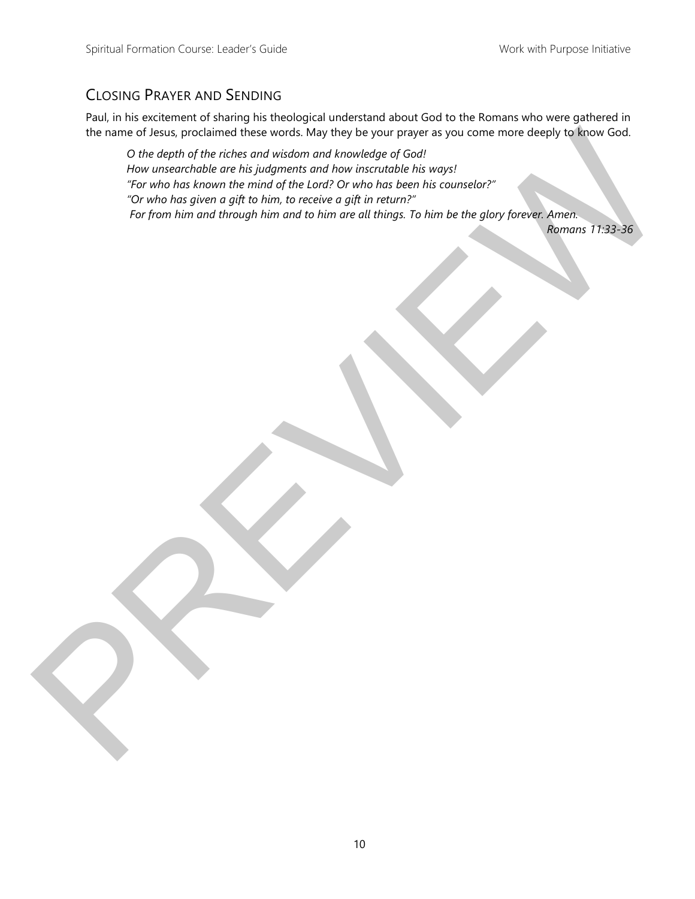## Closing Prayer and Sending

Paul, in his excitement of sharing his theological understand about God to the Romans who were gathered in the name of Jesus, proclaimed these words. May they be your prayer as you come more deeply to know God.

> *O the depth of the riches and wisdom and knowledge of God!*
> *How unsearchable are his judgments and how inscrutable his ways!*
> *"For who has known the mind of the Lord? Or who has been his counselor?"*
> *"Or who has given a gift to him, to receive a gift in return?"*
> *For from him and through him and to him are all things. To him be the glory forever. Amen.*
>
> *Romans 11:33-36*